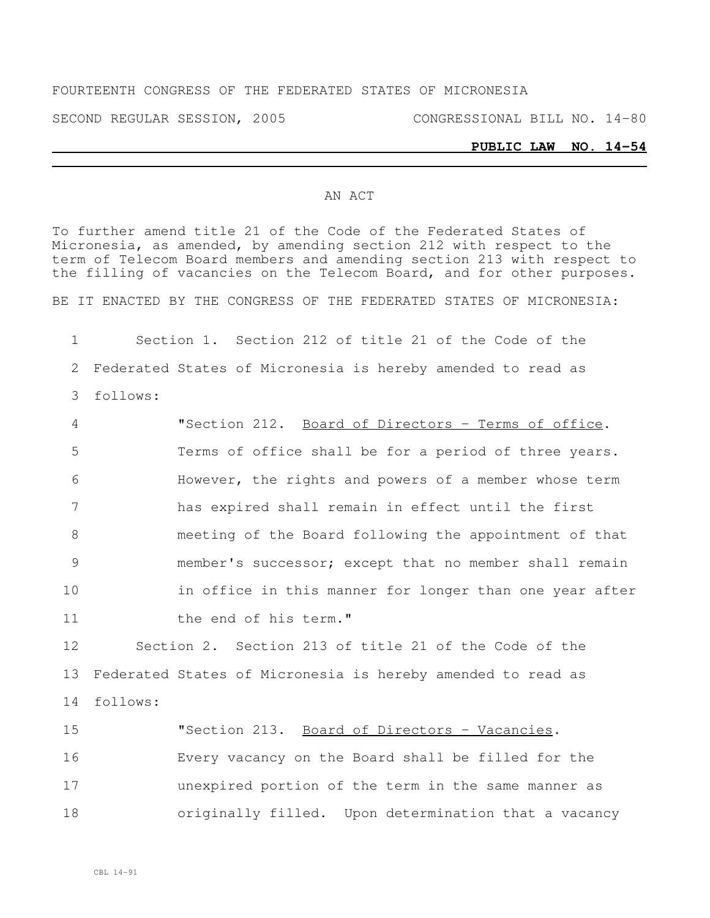FOURTEENTH CONGRESS OF THE FEDERATED STATES OF MICRONESIA

SECOND REGULAR SESSION, 2005 CONGRESSIONAL BILL NO. 14-80

**PUBLIC LAW NO. 14-54**

AN ACT

To further amend title 21 of the Code of the Federated States of Micronesia, as amended, by amending section 212 with respect to the term of Telecom Board members and amending section 213 with respect to the filling of vacancies on the Telecom Board, and for other purposes.

BE IT ENACTED BY THE CONGRESS OF THE FEDERATED STATES OF MICRONESIA:

Section 1. Section 212 of title 21 of the Code of the Federated States of Micronesia is hereby amended to read as follows:

"Section 212. Board of Directors - Terms of office. Terms of office shall be for a period of three years. However, the rights and powers of a member whose term has expired shall remain in effect until the first meeting of the Board following the appointment of that member's successor; except that no member shall remain in office in this manner for longer than one year after the end of his term."

Section 2. Section 213 of title 21 of the Code of the Federated States of Micronesia is hereby amended to read as follows:

"Section 213. Board of Directors - Vacancies. Every vacancy on the Board shall be filled for the unexpired portion of the term in the same manner as originally filled. Upon determination that a vacancy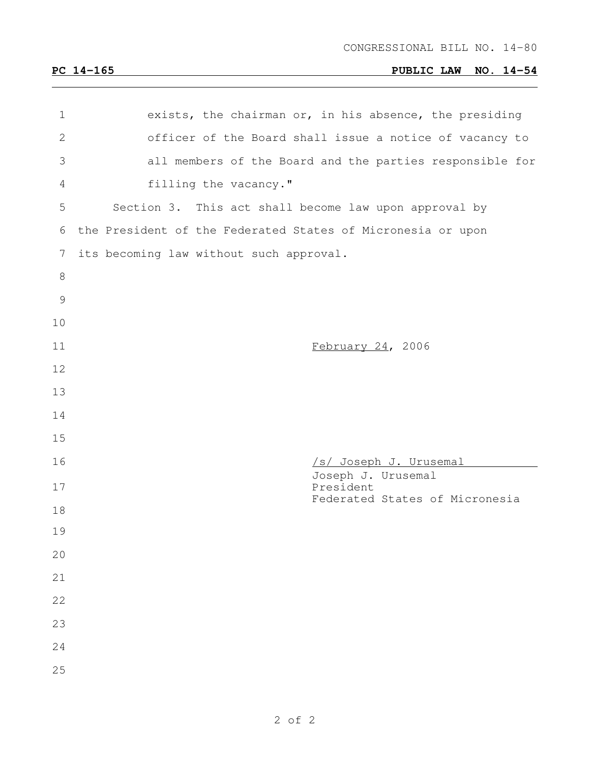exists, the chairman or, in his absence, the presiding officer of the Board shall issue a notice of vacancy to all members of the Board and the parties responsible for filling the vacancy."

Section 3. This act shall become law upon approval by the President of the Federated States of Micronesia or upon its becoming law without such approval.

February 24, 2006

/s/ Joseph J. Urusemal

Joseph J. Urusemal
President
Federated States of Micronesia